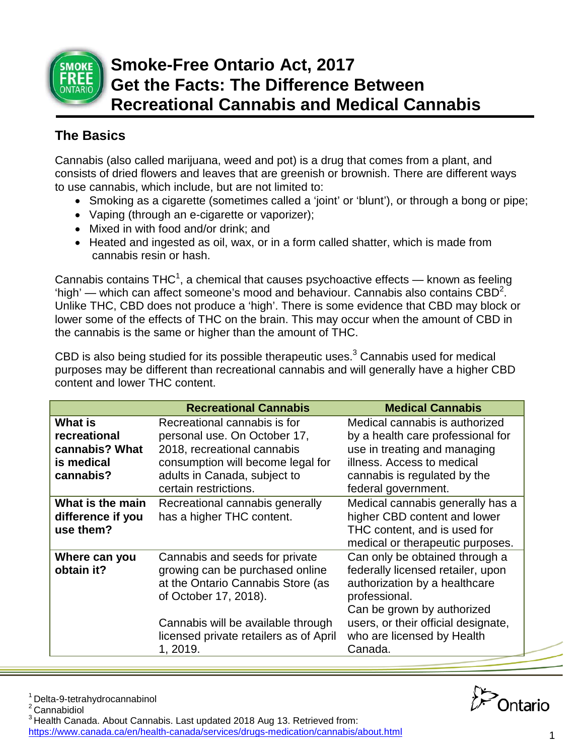# Smoke-Free Ontario Act, 2017
# Get the Facts: The Difference Between Recreational Cannabis and Medical Cannabis

## The Basics

Cannabis (also called marijuana, weed and pot) is a drug that comes from a plant, and consists of dried flowers and leaves that are greenish or brownish. There are different ways to use cannabis, which include, but are not limited to:

- Smoking as a cigarette (sometimes called a 'joint' or 'blunt'), or through a bong or pipe;
- Vaping (through an e-cigarette or vaporizer);
- Mixed in with food and/or drink; and
- Heated and ingested as oil, wax, or in a form called shatter, which is made from cannabis resin or hash.

Cannabis contains THC[1], a chemical that causes psychoactive effects — known as feeling 'high' — which can affect someone's mood and behaviour. Cannabis also contains CBD[2]. Unlike THC, CBD does not produce a 'high'. There is some evidence that CBD may block or lower some of the effects of THC on the brain. This may occur when the amount of CBD in the cannabis is the same or higher than the amount of THC.

CBD is also being studied for its possible therapeutic uses.[3] Cannabis used for medical purposes may be different than recreational cannabis and will generally have a higher CBD content and lower THC content.

| | Recreational Cannabis | Medical Cannabis |
|---|---|---|
| **What is recreational cannabis? What is medical cannabis?** | Recreational cannabis is for personal use. On October 17, 2018, recreational cannabis consumption will become legal for adults in Canada, subject to certain restrictions. | Medical cannabis is authorized by a health care professional for use in treating and managing illness. Access to medical cannabis is regulated by the federal government. |
| **What is the main difference if you use them?** | Recreational cannabis generally has a higher THC content. | Medical cannabis generally has a higher CBD content and lower THC content, and is used for medical or therapeutic purposes. |
| **Where can you obtain it?** | Cannabis and seeds for private growing can be purchased online at the Ontario Cannabis Store (as of October 17, 2018).<br><br>Cannabis will be available through licensed private retailers as of April 1, 2019. | Can only be obtained through a federally licensed retailer, upon authorization by a healthcare professional.<br>Can be grown by authorized users, or their official designate, who are licensed by Health Canada. |

[1] Delta-9-tetrahydrocannabinol
[2] Cannabidiol
[3] Health Canada. About Cannabis. Last updated 2018 Aug 13. Retrieved from: https://www.canada.ca/en/health-canada/services/drugs-medication/cannabis/about.html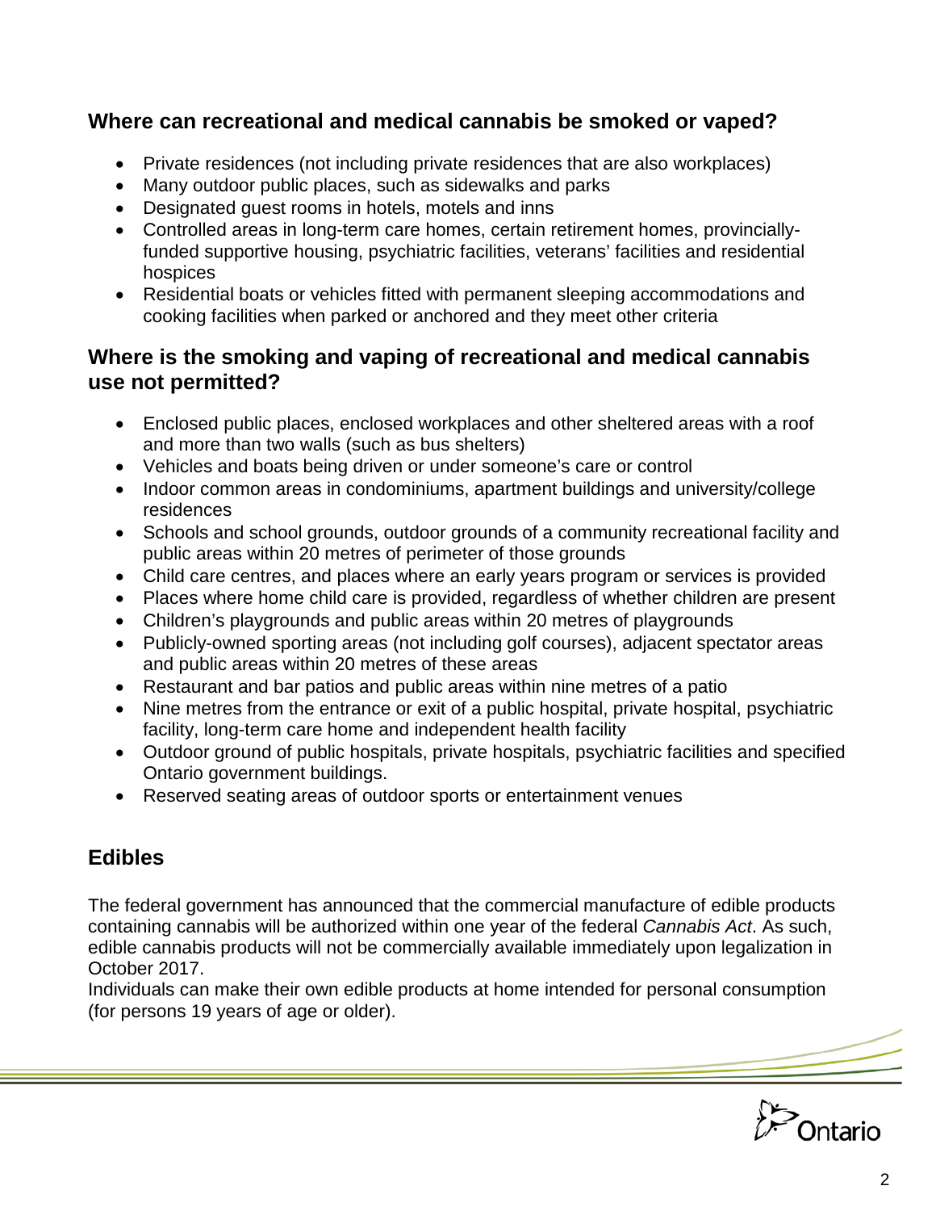## Where can recreational and medical cannabis be smoked or vaped?

- Private residences (not including private residences that are also workplaces)
- Many outdoor public places, such as sidewalks and parks
- Designated guest rooms in hotels, motels and inns
- Controlled areas in long-term care homes, certain retirement homes, provincially-funded supportive housing, psychiatric facilities, veterans' facilities and residential hospices
- Residential boats or vehicles fitted with permanent sleeping accommodations and cooking facilities when parked or anchored and they meet other criteria

## Where is the smoking and vaping of recreational and medical cannabis use not permitted?

- Enclosed public places, enclosed workplaces and other sheltered areas with a roof and more than two walls (such as bus shelters)
- Vehicles and boats being driven or under someone's care or control
- Indoor common areas in condominiums, apartment buildings and university/college residences
- Schools and school grounds, outdoor grounds of a community recreational facility and public areas within 20 metres of perimeter of those grounds
- Child care centres, and places where an early years program or services is provided
- Places where home child care is provided, regardless of whether children are present
- Children's playgrounds and public areas within 20 metres of playgrounds
- Publicly-owned sporting areas (not including golf courses), adjacent spectator areas and public areas within 20 metres of these areas
- Restaurant and bar patios and public areas within nine metres of a patio
- Nine metres from the entrance or exit of a public hospital, private hospital, psychiatric facility, long-term care home and independent health facility
- Outdoor ground of public hospitals, private hospitals, psychiatric facilities and specified Ontario government buildings.
- Reserved seating areas of outdoor sports or entertainment venues

## Edibles

The federal government has announced that the commercial manufacture of edible products containing cannabis will be authorized within one year of the federal *Cannabis Act*. As such, edible cannabis products will not be commercially available immediately upon legalization in October 2017.

Individuals can make their own edible products at home intended for personal consumption (for persons 19 years of age or older).